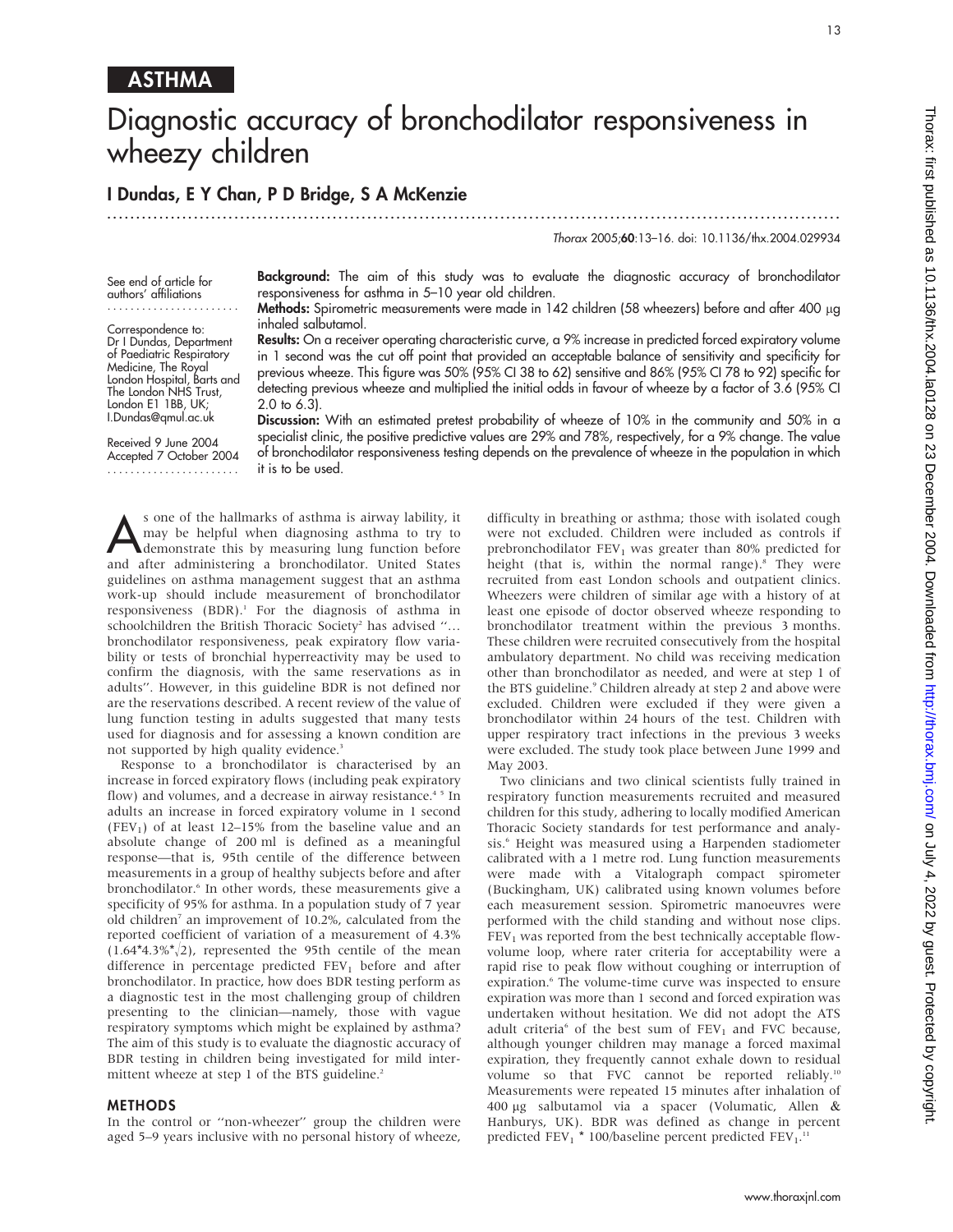ASTHMA

# Diagnostic accuracy of bronchodilator responsiveness in wheezy children

**I Dundas, E Y Chan, P D Bridge, S A McKenzie**

See end of article for authors' affiliations

Correspondence to: Dr I Dundas, Department of Paediatric Respiratory Medicine, The Royal London Hospital, Barts and The London NHS Trust, London E1 1BB, UK; I.Dundas@qmul.ac.uk

Received 9 June 2004
Accepted 7 October 2004

**Background:** The aim of this study was to evaluate the diagnostic accuracy of bronchodilator responsiveness for asthma in 5–10 year old children.

**Methods:** Spirometric measurements were made in 142 children (58 wheezers) before and after 400 μg inhaled salbutamol.

**Results:** On a receiver operating characteristic curve, a 9% increase in predicted forced expiratory volume in 1 second was the cut off point that provided an acceptable balance of sensitivity and specificity for previous wheeze. This figure was 50% (95% CI 38 to 62) sensitive and 86% (95% CI 78 to 92) specific for detecting previous wheeze and multiplied the initial odds in favour of wheeze by a factor of 3.6 (95% CI 2.0 to 6.3).

**Discussion:** With an estimated pretest probability of wheeze of 10% in the community and 50% in a specialist clinic, the positive predictive values are 29% and 78%, respectively, for a 9% change. The value of bronchodilator responsiveness testing depends on the prevalence of wheeze in the population in which it is to be used.

As one of the hallmarks of asthma is airway lability, it may be helpful when diagnosing asthma to try to demonstrate this by measuring lung function before and after administering a bronchodilator. United States guidelines on asthma management suggest that an asthma work-up should include measurement of bronchodilator responsiveness (BDR).[1] For the diagnosis of asthma in schoolchildren the British Thoracic Society[2] has advised "… bronchodilator responsiveness, peak expiratory flow variability or tests of bronchial hyperreactivity may be used to confirm the diagnosis, with the same reservations as in adults". However, in this guideline BDR is not defined nor are the reservations described. A recent review of the value of lung function testing in adults suggested that many tests used for diagnosis and for assessing a known condition are not supported by high quality evidence.[3]

Response to a bronchodilator is characterised by an increase in forced expiratory flows (including peak expiratory flow) and volumes, and a decrease in airway resistance.[4 5] In adults an increase in forced expiratory volume in 1 second ($FEV_1$) of at least 12–15% from the baseline value and an absolute change of 200 ml is defined as a meaningful response—that is, 95th centile of the difference between measurements in a group of healthy subjects before and after bronchodilator.[6] In other words, these measurements give a specificity of 95% for asthma. In a population study of 7 year old children[7] an improvement of 10.2%, calculated from the reported coefficient of variation of a measurement of 4.3% ($1.64*4.3\%*\sqrt{2}$), represented the 95th centile of the mean difference in percentage predicted $FEV_1$ before and after bronchodilator. In practice, how does BDR testing perform as a diagnostic test in the most challenging group of children presenting to the clinician—namely, those with vague respiratory symptoms which might be explained by asthma? The aim of this study is to evaluate the diagnostic accuracy of BDR testing in children being investigated for mild intermittent wheeze at step 1 of the BTS guideline.[2]

## METHODS

In the control or "non-wheezer" group the children were aged 5–9 years inclusive with no personal history of wheeze, difficulty in breathing or asthma; those with isolated cough were not excluded. Children were included as controls if prebronchodilator $FEV_1$ was greater than 80% predicted for height (that is, within the normal range).[8] They were recruited from east London schools and outpatient clinics. Wheezers were children of similar age with a history of at least one episode of doctor observed wheeze responding to bronchodilator treatment within the previous 3 months. These children were recruited consecutively from the hospital ambulatory department. No child was receiving medication other than bronchodilator as needed, and were at step 1 of the BTS guideline.[9] Children already at step 2 and above were excluded. Children were excluded if they were given a bronchodilator within 24 hours of the test. Children with upper respiratory tract infections in the previous 3 weeks were excluded. The study took place between June 1999 and May 2003.

Two clinicians and two clinical scientists fully trained in respiratory function measurements recruited and measured children for this study, adhering to locally modified American Thoracic Society standards for test performance and analysis.[6] Height was measured using a Harpenden stadiometer calibrated with a 1 metre rod. Lung function measurements were made with a Vitalograph compact spirometer (Buckingham, UK) calibrated using known volumes before each measurement session. Spirometric manoeuvres were performed with the child standing and without nose clips. $FEV_1$ was reported from the best technically acceptable flow-volume loop, where rater criteria for acceptability were a rapid rise to peak flow without coughing or interruption of expiration.[6] The volume-time curve was inspected to ensure expiration was more than 1 second and forced expiration was undertaken without hesitation. We did not adopt the ATS adult criteria[6] of the best sum of $FEV_1$ and FVC because, although younger children may manage a forced maximal expiration, they frequently cannot exhale down to residual volume so that FVC cannot be reported reliably.[10] Measurements were repeated 15 minutes after inhalation of 400 μg salbutamol via a spacer (Volumatic, Allen & Hanburys, UK). BDR was defined as change in percent predicted $FEV_1$ * 100/baseline percent predicted $FEV_1$.[11]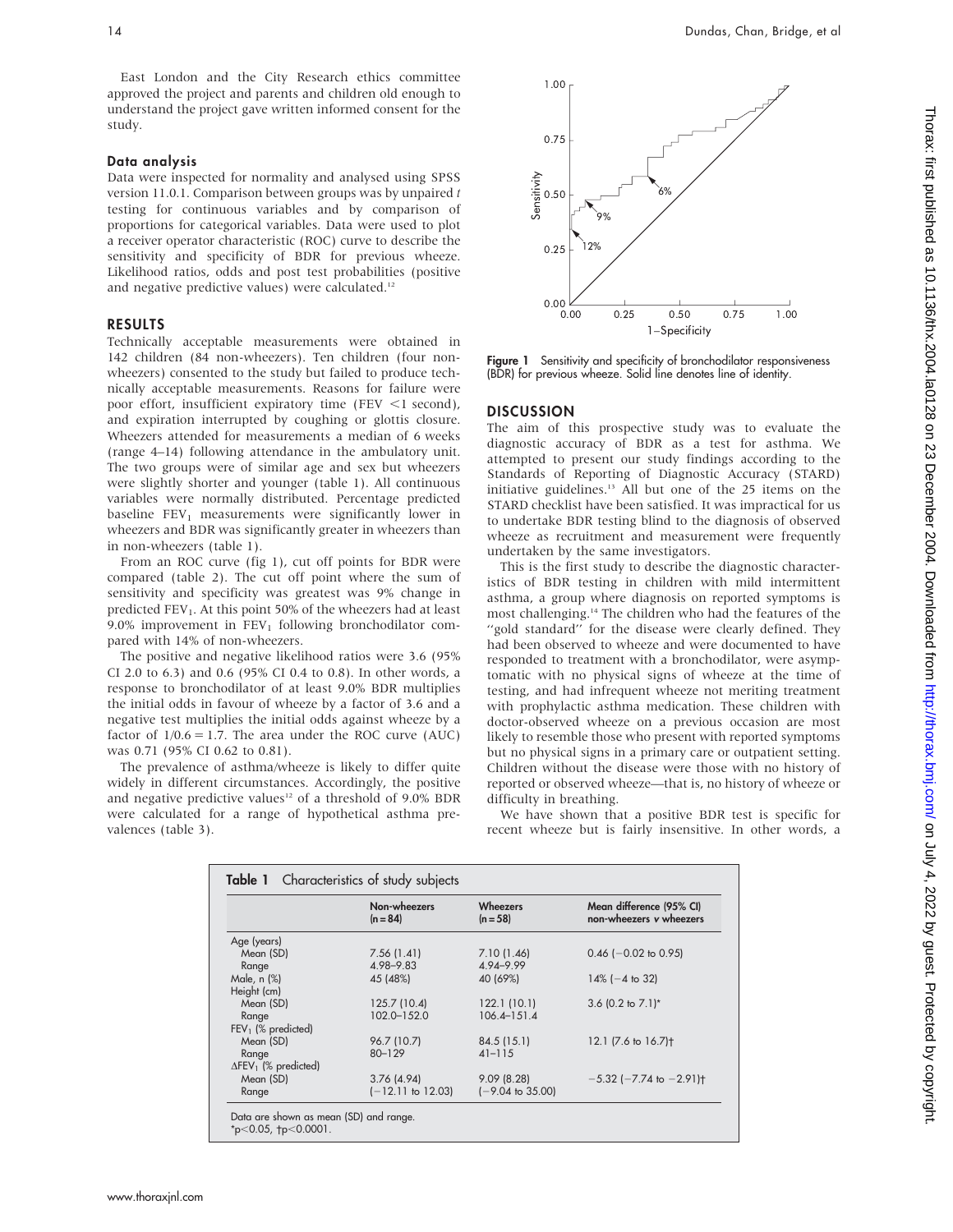East London and the City Research ethics committee approved the project and parents and children old enough to understand the project gave written informed consent for the study.

### Data analysis

Data were inspected for normality and analysed using SPSS version 11.0.1. Comparison between groups was by unpaired *t* testing for continuous variables and by comparison of proportions for categorical variables. Data were used to plot a receiver operator characteristic (ROC) curve to describe the sensitivity and specificity of BDR for previous wheeze. Likelihood ratios, odds and post test probabilities (positive and negative predictive values) were calculated.[12]

## RESULTS

Technically acceptable measurements were obtained in 142 children (84 non-wheezers). Ten children (four non-wheezers) consented to the study but failed to produce technically acceptable measurements. Reasons for failure were poor effort, insufficient expiratory time (FEV <1 second), and expiration interrupted by coughing or glottis closure. Wheezers attended for measurements a median of 6 weeks (range 4–14) following attendance in the ambulatory unit. The two groups were of similar age and sex but wheezers were slightly shorter and younger (table 1). All continuous variables were normally distributed. Percentage predicted baseline $FEV_1$ measurements were significantly lower in wheezers and BDR was significantly greater in wheezers than in non-wheezers (table 1).

From an ROC curve (fig 1), cut off points for BDR were compared (table 2). The cut off point where the sum of sensitivity and specificity was greatest was 9% change in predicted $FEV_1$. At this point 50% of the wheezers had at least 9.0% improvement in $FEV_1$ following bronchodilator compared with 14% of non-wheezers.

The positive and negative likelihood ratios were 3.6 (95% CI 2.0 to 6.3) and 0.6 (95% CI 0.4 to 0.8). In other words, a response to bronchodilator of at least 9.0% BDR multiplies the initial odds in favour of wheeze by a factor of 3.6 and a negative test multiplies the initial odds against wheeze by a factor of 1/0.6 = 1.7. The area under the ROC curve (AUC) was 0.71 (95% CI 0.62 to 0.81).

The prevalence of asthma/wheeze is likely to differ quite widely in different circumstances. Accordingly, the positive and negative predictive values[12] of a threshold of 9.0% BDR were calculated for a range of hypothetical asthma prevalences (table 3).

**Figure 1** Sensitivity and specificity of bronchodilator responsiveness (BDR) for previous wheeze. Solid line denotes line of identity.

## DISCUSSION

The aim of this prospective study was to evaluate the diagnostic accuracy of BDR as a test for asthma. We attempted to present our study findings according to the Standards of Reporting of Diagnostic Accuracy (STARD) initiative guidelines.[13] All but one of the 25 items on the STARD checklist have been satisfied. It was impractical for us to undertake BDR testing blind to the diagnosis of observed wheeze as recruitment and measurement were frequently undertaken by the same investigators.

This is the first study to describe the diagnostic characteristics of BDR testing in children with mild intermittent asthma, a group where diagnosis on reported symptoms is most challenging.[14] The children who had the features of the "gold standard" for the disease were clearly defined. They had been observed to wheeze and were documented to have responded to treatment with a bronchodilator, were asymptomatic with no physical signs of wheeze at the time of testing, and had infrequent wheeze not meriting treatment with prophylactic asthma medication. These children with doctor-observed wheeze on a previous occasion are most likely to resemble those who present with reported symptoms but no physical signs in a primary care or outpatient setting. Children without the disease were those with no history of reported or observed wheeze—that is, no history of wheeze or difficulty in breathing.

We have shown that a positive BDR test is specific for recent wheeze but is fairly insensitive. In other words, a

**Table 1** Characteristics of study subjects

| | Non-wheezers (n = 84) | Wheezers (n = 58) | Mean difference (95% CI) non-wheezers *v* wheezers |
|---|---|---|---|
| Age (years) | | | |
| Mean (SD) | 7.56 (1.41) | 7.10 (1.46) | 0.46 (−0.02 to 0.95) |
| Range | 4.98–9.83 | 4.94–9.99 | |
| Male, n (%) | 45 (48%) | 40 (69%) | 14% (−4 to 32) |
| Height (cm) | | | |
| Mean (SD) | 125.7 (10.4) | 122.1 (10.1) | 3.6 (0.2 to 7.1)* |
| Range | 102.0–152.0 | 106.4–151.4 | |
| $FEV_1$ (% predicted) | | | |
| Mean (SD) | 96.7 (10.7) | 84.5 (15.1) | 12.1 (7.6 to 16.7)† |
| Range | 80–129 | 41–115 | |
| $\Delta FEV_1$ (% predicted) | | | |
| Mean (SD) | 3.76 (4.94) | 9.09 (8.28) | −5.32 (−7.74 to −2.91)† |
| Range | (−12.11 to 12.03) | (−9.04 to 35.00) | |

Data are shown as mean (SD) and range.
*$p<0.05$, †$p<0.0001$.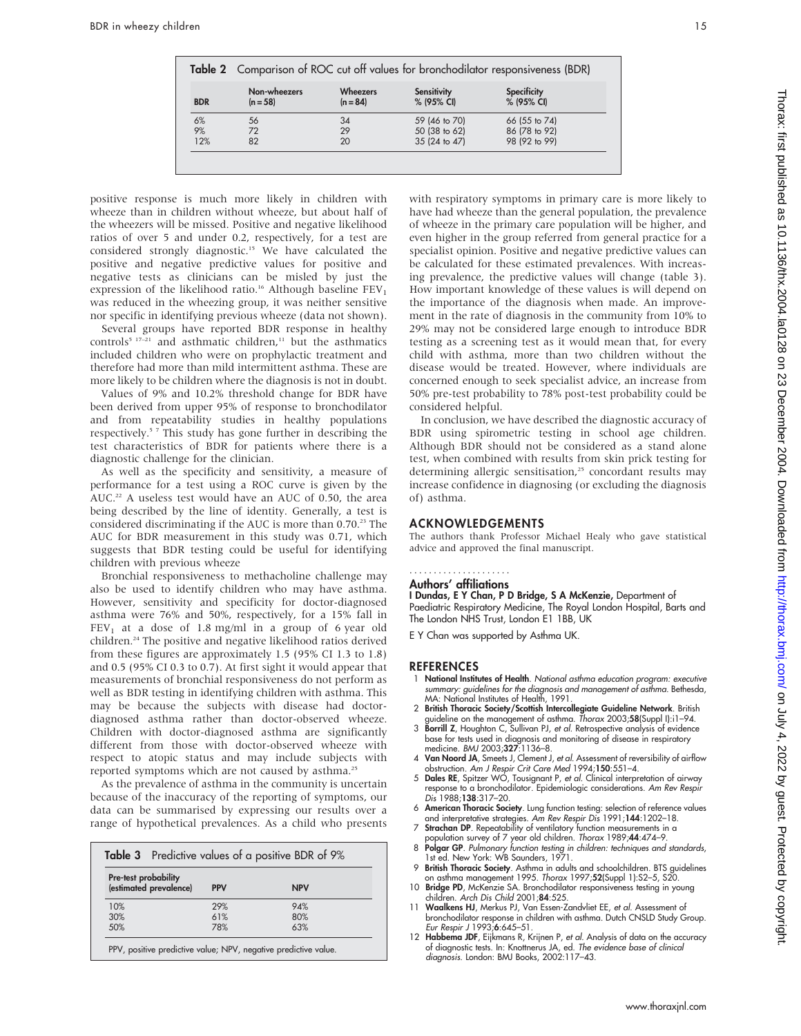**Table 2** Comparison of ROC cut off values for bronchodilator responsiveness (BDR)

| BDR | Non-wheezers (n = 58) | Wheezers (n = 84) | Sensitivity % (95% CI) | Specificity % (95% CI) |
|---|---|---|---|---|
| 6% | 56 | 34 | 59 (46 to 70) | 66 (55 to 74) |
| 9% | 72 | 29 | 50 (38 to 62) | 86 (78 to 92) |
| 12% | 82 | 20 | 35 (24 to 47) | 98 (92 to 99) |

positive response is much more likely in children with wheeze than in children without wheeze, but about half of the wheezers will be missed. Positive and negative likelihood ratios of over 5 and under 0.2, respectively, for a test are considered strongly diagnostic.[15] We have calculated the positive and negative predictive values for positive and negative tests as clinicians can be misled by just the expression of the likelihood ratio.[16] Although baseline $FEV_1$ was reduced in the wheezing group, it was neither sensitive nor specific in identifying previous wheeze (data not shown).

Several groups have reported BDR response in healthy controls[5 17–21] and asthmatic children,[11] but the asthmatics included children who were on prophylactic treatment and therefore had more than mild intermittent asthma. These are more likely to be children where the diagnosis is not in doubt.

Values of 9% and 10.2% threshold change for BDR have been derived from upper 95% of response to bronchodilator and from repeatability studies in healthy populations respectively.[5 7] This study has gone further in describing the test characteristics of BDR for patients where there is a diagnostic challenge for the clinician.

As well as the specificity and sensitivity, a measure of performance for a test using a ROC curve is given by the AUC.[22] A useless test would have an AUC of 0.50, the area being described by the line of identity. Generally, a test is considered discriminating if the AUC is more than 0.70.[23] The AUC for BDR measurement in this study was 0.71, which suggests that BDR testing could be useful for identifying children with previous wheeze

Bronchial responsiveness to methacholine challenge may also be used to identify children who may have asthma. However, sensitivity and specificity for doctor-diagnosed asthma were 76% and 50%, respectively, for a 15% fall in $FEV_1$ at a dose of 1.8 mg/ml in a group of 6 year old children.[24] The positive and negative likelihood ratios derived from these figures are approximately 1.5 (95% CI 1.3 to 1.8) and 0.5 (95% CI 0.3 to 0.7). At first sight it would appear that measurements of bronchial responsiveness do not perform as well as BDR testing in identifying children with asthma. This may be because the subjects with disease had doctor-diagnosed asthma rather than doctor-observed wheeze. Children with doctor-diagnosed asthma are significantly different from those with doctor-observed wheeze with respect to atopic status and may include subjects with reported symptoms which are not caused by asthma.[25]

As the prevalence of asthma in the community is uncertain because of the inaccuracy of the reporting of symptoms, our data can be summarised by expressing our results over a range of hypothetical prevalences. As a child who presents with respiratory symptoms in primary care is more likely to have had wheeze than the general population, the prevalence of wheeze in the primary care population will be higher, and even higher in the group referred from general practice for a specialist opinion. Positive and negative predictive values can be calculated for these estimated prevalences. With increasing prevalence, the predictive values will change (table 3). How important knowledge of these values is will depend on the importance of the diagnosis when made. An improvement in the rate of diagnosis in the community from 10% to 29% may not be considered large enough to introduce BDR testing as a screening test as it would mean that, for every child with asthma, more than two children without the disease would be treated. However, where individuals are concerned enough to seek specialist advice, an increase from 50% pre-test probability to 78% post-test probability could be considered helpful.

**Table 3** Predictive values of a positive BDR of 9%

| Pre-test probability (estimated prevalence) | PPV | NPV |
|---|---|---|
| 10% | 29% | 94% |
| 30% | 61% | 80% |
| 50% | 78% | 63% |

PPV, positive predictive value; NPV, negative predictive value.

In conclusion, we have described the diagnostic accuracy of BDR using spirometric testing in school age children. Although BDR should not be considered as a stand alone test, when combined with results from skin prick testing for determining allergic sensitisation,[25] concordant results may increase confidence in diagnosing (or excluding the diagnosis of) asthma.

## ACKNOWLEDGEMENTS

The authors thank Professor Michael Healy who gave statistical advice and approved the final manuscript.

### Authors' affiliations

**I Dundas, E Y Chan, P D Bridge, S A McKenzie,** Department of Paediatric Respiratory Medicine, The Royal London Hospital, Barts and The London NHS Trust, London E1 1BB, UK

E Y Chan was supported by Asthma UK.

## REFERENCES

1. **National Institutes of Health**. *National asthma education program: executive summary: guidelines for the diagnosis and management of asthma*. Bethesda, MA: National Institutes of Health, 1991.
2. **British Thoracic Society/Scottish Intercollegiate Guideline Network**. British guideline on the management of asthma. *Thorax* 2003;**58**(Suppl I):i1–94.
3. **Borrill Z**, Houghton C, Sullivan PJ, *et al*. Retrospective analysis of evidence base for tests used in diagnosis and monitoring of disease in respiratory medicine. *BMJ* 2003;**327**:1136–8.
4. **Van Noord JA**, Smeets J, Clement J, *et al*. Assessment of reversibility of airflow obstruction. *Am J Respir Crit Care Med* 1994;**150**:551–4.
5. **Dales RE**, Spitzer WO, Tousignant P, *et al*. Clinical interpretation of airway response to a bronchodilator. Epidemiologic considerations. *Am Rev Respir Dis* 1988;**138**:317–20.
6. **American Thoracic Society**. Lung function testing: selection of reference values and interpretative strategies. *Am Rev Respir Dis* 1991;**144**:1202–18.
7. **Strachan DP**. Repeatability of ventilatory function measurements in a population survey of 7 year old children. *Thorax* 1989;**44**:474–9.
8. **Polgar GP**. *Pulmonary function testing in children: techniques and standards*, 1st ed. New York: WB Saunders, 1971.
9. **British Thoracic Society**. Asthma in adults and schoolchildren. BTS guidelines on asthma management 1995. *Thorax* 1997;**52**(Suppl 1):S2–5, S20.
10. **Bridge PD**, McKenzie SA. Bronchodilator responsiveness testing in young children. *Arch Dis Child* 2001;**84**:525.
11. **Waalkens HJ**, Merkus PJ, Van Essen-Zandvliet EE, *et al*. Assessment of bronchodilator response in children with asthma. Dutch CNSLD Study Group. *Eur Respir J* 1993;**6**:645–51.
12. **Habbema JDF**, Eijkmans R, Krijnen P, *et al*. Analysis of data on the accuracy of diagnostic tests. In: Knottnerus JA, ed. *The evidence base of clinical diagnosis*. London: BMJ Books, 2002:117–43.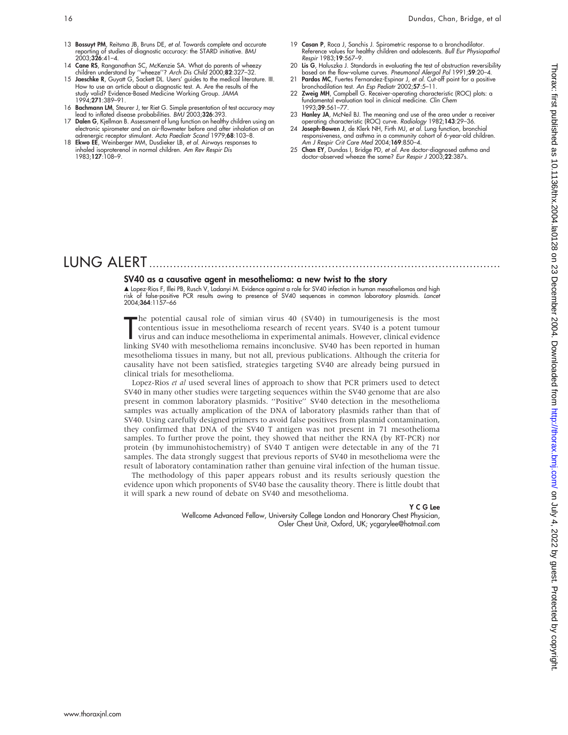13 **Bossuyt PM**, Reitsma JB, Bruns DE, *et al*. Towards complete and accurate reporting of studies of diagnostic accuracy: the STARD initiative. *BMJ* 2003;**326**:41–4.
14 **Cane RS**, Ranganathan SC, McKenzie SA. What do parents of wheezy children understand by ''wheeze''? *Arch Dis Child* 2000;**82**:327–32.
15 **Jaeschke R**, Guyatt G, Sackett DL. Users' guides to the medical literature. III. How to use an article about a diagnostic test. A. Are the results of the study valid? Evidence-Based Medicine Working Group. *JAMA* 1994;**271**:389–91.
16 **Bachmann LM**, Steurer J, ter Riet G. Simple presentation of test accuracy may lead to inflated disease probabilities. *BMJ* 2003;**326**:393.
17 **Dalen G**, Kjellman B. Assessment of lung function on healthy children using an electronic spirometer and an air-flowmeter before and after inhalation of an adrenergic receptor stimulant. *Acta Paediatr Scand* 1979;**68**:103–8.
18 **Ekwo EE**, Weinberger MM, Dusdieker LB, *et al*. Airways responses to inhaled isoproterenol in normal children. *Am Rev Respir Dis* 1983;**127**:108–9.
19 **Casan P**, Roca J, Sanchis J. Spirometric response to a bronchodilator. Reference values for healthy children and adolescents. *Bull Eur Physiopathol Respir* 1983;**19**:567–9.
20 **Lis G**, Haluszka J. Standards in evaluating the test of obstruction reversibility based on the flow-volume curves. *Pneumonol Alergol Pol* 1991;**59**:20–4.
21 **Pardos MC**, Fuertes Fernandez-Espinar J, *et al*. Cut-off point for a positive bronchodilation test. *An Esp Pediatr* 2002;**57**:5–11.
22 **Zweig MH**, Campbell G. Receiver-operating characteristic (ROC) plots: a fundamental evaluation tool in clinical medicine. *Clin Chem* 1993;**39**:561–77.
23 **Hanley JA**, McNeil BJ. The meaning and use of the area under a receiver operating characteristic (ROC) curve. *Radiology* 1982;**143**:29–36.
24 **Joseph-Bowen J**, de Klerk NH, Firth MJ, *et al*. Lung function, bronchial responsiveness, and asthma in a community cohort of 6-year-old children. *Am J Respir Crit Care Med* 2004;**169**:850–4.
25 **Chan EY**, Dundas I, Bridge PD, *et al*. Are doctor-diagnosed asthma and doctor-observed wheeze the same? *Eur Respir J* 2003;**22**:387s.

# LUNG ALERT

### SV40 as a causative agent in mesothelioma: a new twist to the story

▲ Lopez-Rios F, Illei PB, Rusch V, Ladanyi M. Evidence against a role for SV40 infection in human mesotheliomas and high risk of false-positive PCR results owing to presence of SV40 sequences in common laboratory plasmids. *Lancet* 2004;**364**:1157–66

The potential causal role of simian virus 40 (SV40) in tumourigenesis is the most contentious issue in mesothelioma research of recent years. SV40 is a potent tumour virus and can induce mesothelioma in experimental animals. However, clinical evidence linking SV40 with mesothelioma remains inconclusive. SV40 has been reported in human mesothelioma tissues in many, but not all, previous publications. Although the criteria for causality have not been satisfied, strategies targeting SV40 are already being pursued in clinical trials for mesothelioma.

Lopez-Rios *et al* used several lines of approach to show that PCR primers used to detect SV40 in many other studies were targeting sequences within the SV40 genome that are also present in common laboratory plasmids. ''Positive'' SV40 detection in the mesothelioma samples was actually amplification of the DNA of laboratory plasmids rather than that of SV40. Using carefully designed primers to avoid false positives from plasmid contamination, they confirmed that DNA of the SV40 T antigen was not present in 71 mesothelioma samples. To further prove the point, they showed that neither the RNA (by RT-PCR) nor protein (by immunohistochemistry) of SV40 T antigen were detectable in any of the 71 samples. The data strongly suggest that previous reports of SV40 in mesothelioma were the result of laboratory contamination rather than genuine viral infection of the human tissue.

The methodology of this paper appears robust and its results seriously question the evidence upon which proponents of SV40 base the causality theory. There is little doubt that it will spark a new round of debate on SV40 and mesothelioma.

**Y C G Lee**
Wellcome Advanced Fellow, University College London and Honorary Chest Physician, Osler Chest Unit, Oxford, UK; ycgarylee@hotmail.com